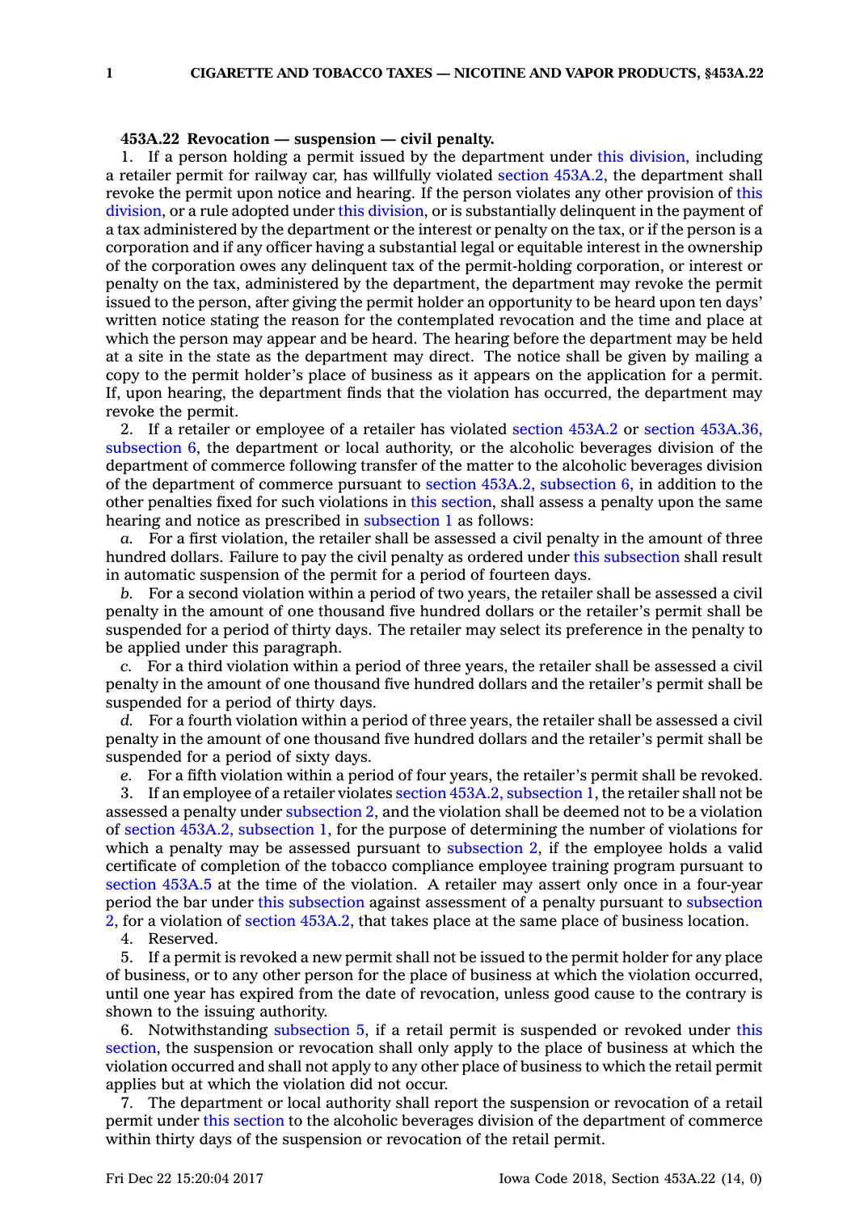**453A.22 Revocation — suspension — civil penalty.**

1. If a person holding a permit issued by the department under this division, including a retailer permit for railway car, has willfully violated section 453A.2, the department shall revoke the permit upon notice and hearing. If the person violates any other provision of this division, or a rule adopted under this division, or is substantially delinquent in the payment of a tax administered by the department or the interest or penalty on the tax, or if the person is a corporation and if any officer having a substantial legal or equitable interest in the ownership of the corporation owes any delinquent tax of the permit-holding corporation, or interest or penalty on the tax, administered by the department, the department may revoke the permit issued to the person, after giving the permit holder an opportunity to be heard upon ten days' written notice stating the reason for the contemplated revocation and the time and place at which the person may appear and be heard. The hearing before the department may be held at a site in the state as the department may direct. The notice shall be given by mailing a copy to the permit holder's place of business as it appears on the application for a permit. If, upon hearing, the department finds that the violation has occurred, the department may revoke the permit.

2. If a retailer or employee of a retailer has violated section 453A.2 or section 453A.36, subsection 6, the department or local authority, or the alcoholic beverages division of the department of commerce following transfer of the matter to the alcoholic beverages division of the department of commerce pursuant to section 453A.2, subsection 6, in addition to the other penalties fixed for such violations in this section, shall assess a penalty upon the same hearing and notice as prescribed in subsection 1 as follows:

*a.* For a first violation, the retailer shall be assessed a civil penalty in the amount of three hundred dollars. Failure to pay the civil penalty as ordered under this subsection shall result in automatic suspension of the permit for a period of fourteen days.

*b.* For a second violation within a period of two years, the retailer shall be assessed a civil penalty in the amount of one thousand five hundred dollars or the retailer's permit shall be suspended for a period of thirty days. The retailer may select its preference in the penalty to be applied under this paragraph.

*c.* For a third violation within a period of three years, the retailer shall be assessed a civil penalty in the amount of one thousand five hundred dollars and the retailer's permit shall be suspended for a period of thirty days.

*d.* For a fourth violation within a period of three years, the retailer shall be assessed a civil penalty in the amount of one thousand five hundred dollars and the retailer's permit shall be suspended for a period of sixty days.

*e.* For a fifth violation within a period of four years, the retailer's permit shall be revoked.

3. If an employee of a retailer violates section 453A.2, subsection 1, the retailer shall not be assessed a penalty under subsection 2, and the violation shall be deemed not to be a violation of section 453A.2, subsection 1, for the purpose of determining the number of violations for which a penalty may be assessed pursuant to subsection 2, if the employee holds a valid certificate of completion of the tobacco compliance employee training program pursuant to section 453A.5 at the time of the violation. A retailer may assert only once in a four-year period the bar under this subsection against assessment of a penalty pursuant to subsection 2, for a violation of section 453A.2, that takes place at the same place of business location.

4. Reserved.

5. If a permit is revoked a new permit shall not be issued to the permit holder for any place of business, or to any other person for the place of business at which the violation occurred, until one year has expired from the date of revocation, unless good cause to the contrary is shown to the issuing authority.

6. Notwithstanding subsection 5, if a retail permit is suspended or revoked under this section, the suspension or revocation shall only apply to the place of business at which the violation occurred and shall not apply to any other place of business to which the retail permit applies but at which the violation did not occur.

7. The department or local authority shall report the suspension or revocation of a retail permit under this section to the alcoholic beverages division of the department of commerce within thirty days of the suspension or revocation of the retail permit.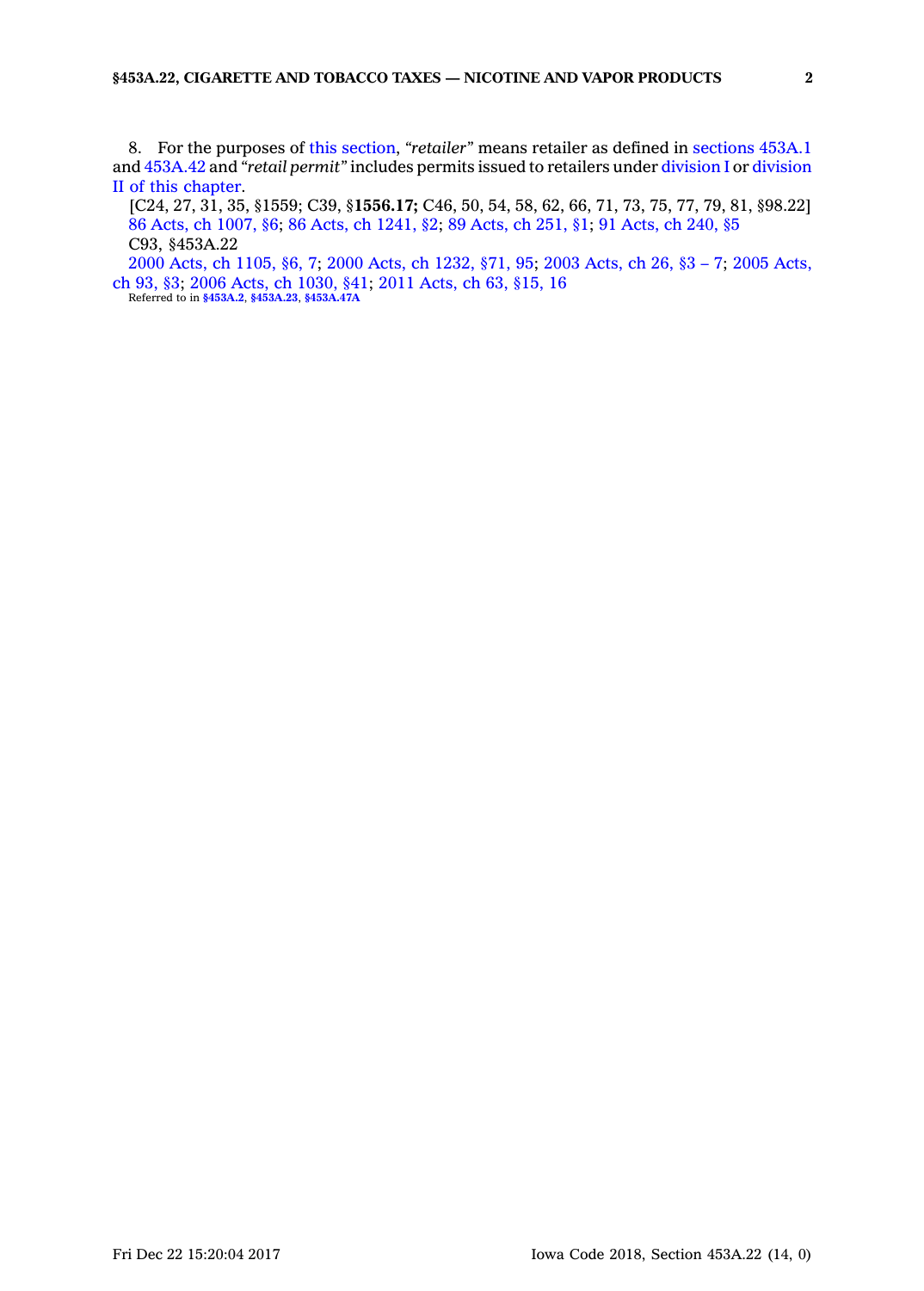8. For the purposes of this section, *"retailer"* means retailer as defined in sections 453A.1 and 453A.42 and *"retail permit"* includes permits issued to retailers under division I or division II of this chapter.

[C24, 27, 31, 35, §1559; C39, §**1556.17;** C46, 50, 54, 58, 62, 66, 71, 73, 75, 77, 79, 81, §98.22]
86 Acts, ch 1007, §6; 86 Acts, ch 1241, §2; 89 Acts, ch 251, §1; 91 Acts, ch 240, §5
C93, §453A.22
2000 Acts, ch 1105, §6, 7; 2000 Acts, ch 1232, §71, 95; 2003 Acts, ch 26, §3 – 7; 2005 Acts, ch 93, §3; 2006 Acts, ch 1030, §41; 2011 Acts, ch 63, §15, 16
Referred to in **§453A.2**, **§453A.23**, **§453A.47A**